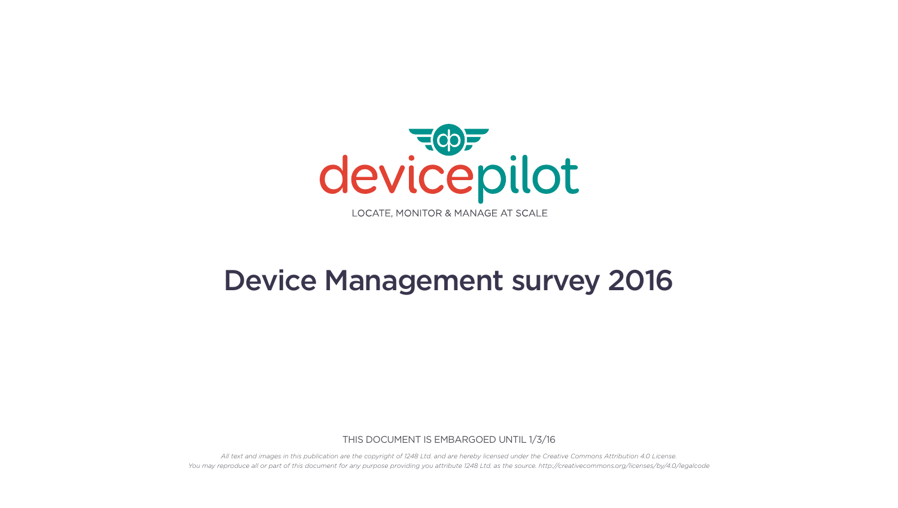devicepilot

LOCATE, MONITOR & MANAGE AT SCALE

# Device Management survey 2016

THIS DOCUMENT IS EMBARGOED UNTIL 1/3/16

*All text and images in this publication are the copyright of 1248 Ltd. and are hereby licensed under the Creative Commons Attribution 4.0 License.*
*You may reproduce all or part of this document for any purpose providing you attribute 1248 Ltd. as the source. http://creativecommons.org/licenses/by/4.0/legalcode*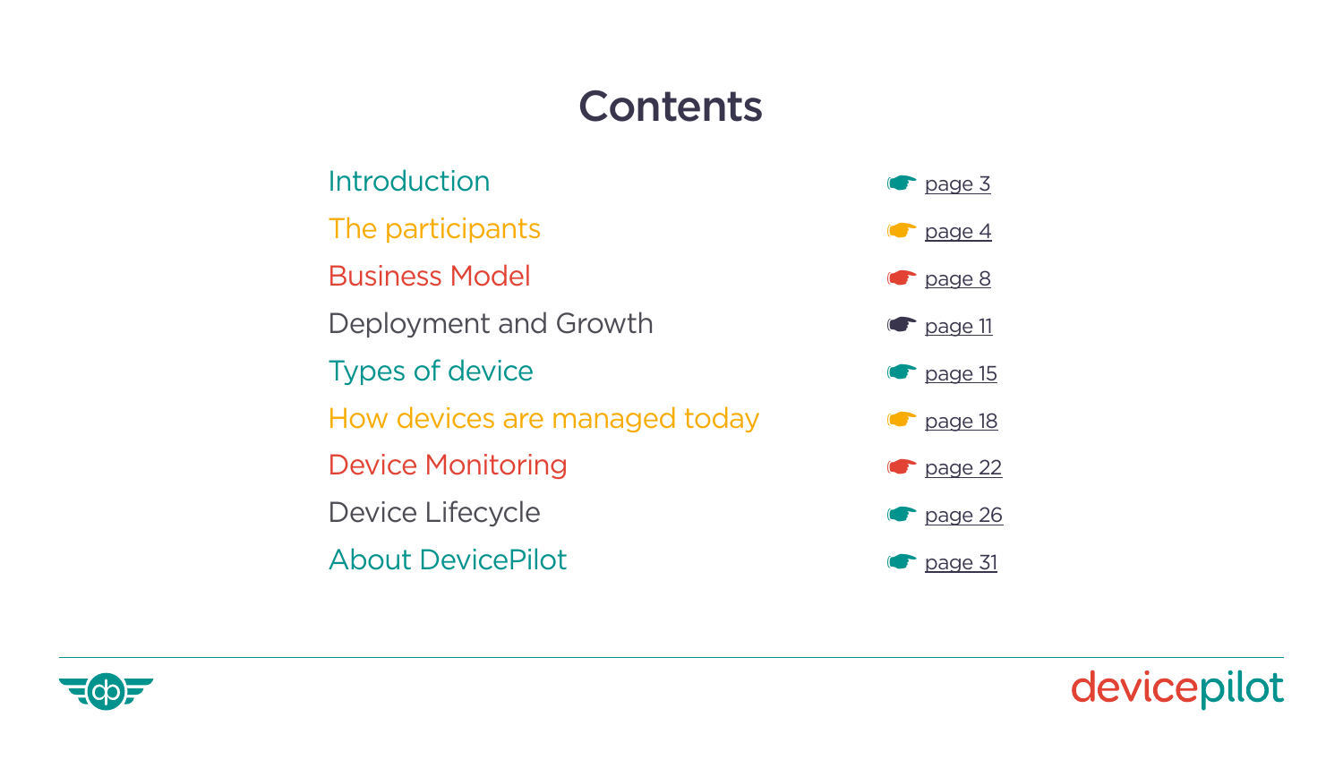# Contents

| | |
|---|---|
| Introduction | ☛ page 3 |
| The participants | ☛ page 4 |
| Business Model | ☛ page 8 |
| Deployment and Growth | ☛ page 11 |
| Types of device | ☛ page 15 |
| How devices are managed today | ☛ page 18 |
| Device Monitoring | ☛ page 22 |
| Device Lifecycle | ☛ page 26 |
| About DevicePilot | ☛ page 31 |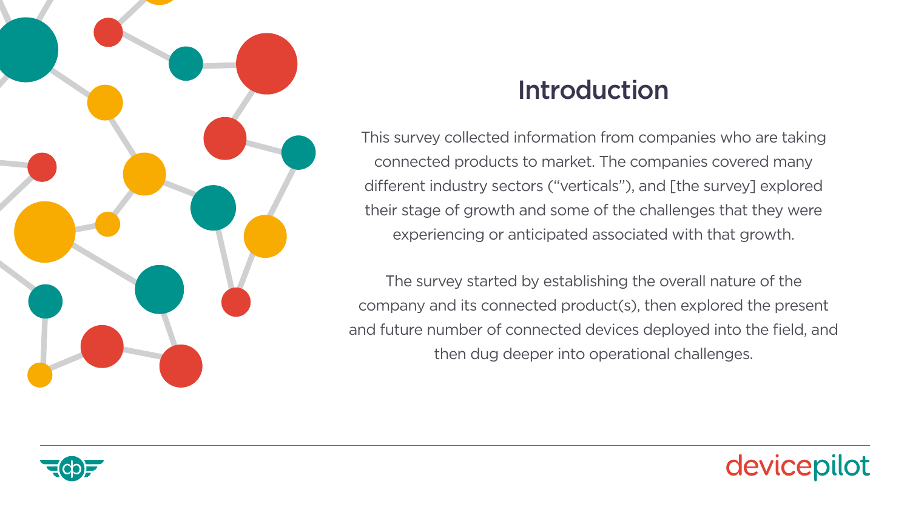# Introduction

This survey collected information from companies who are taking connected products to market. The companies covered many different industry sectors (“verticals”), and [the survey] explored their stage of growth and some of the challenges that they were experiencing or anticipated associated with that growth.

The survey started by establishing the overall nature of the company and its connected product(s), then explored the present and future number of connected devices deployed into the field, and then dug deeper into operational challenges.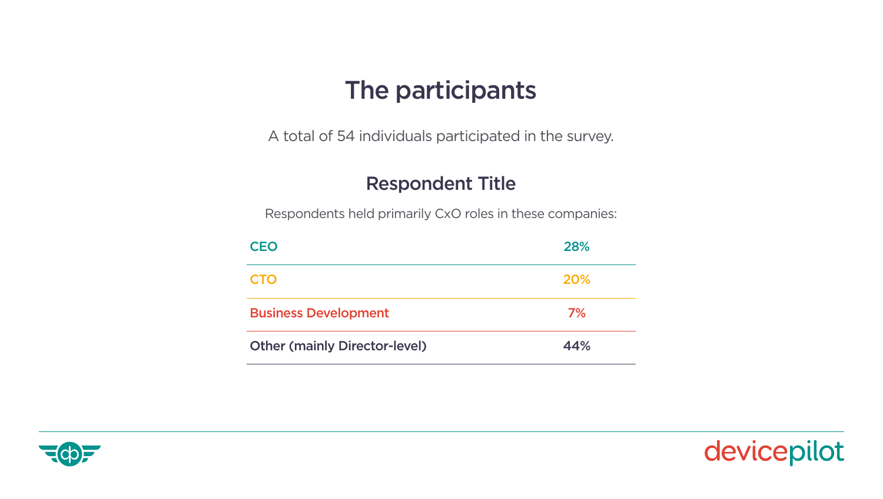# The participants

A total of 54 individuals participated in the survey.

## Respondent Title

Respondents held primarily CxO roles in these companies:

| | |
|---|---|
| CEO | 28% |
| CTO | 20% |
| Business Development | 7% |
| Other (mainly Director-level) | 44% |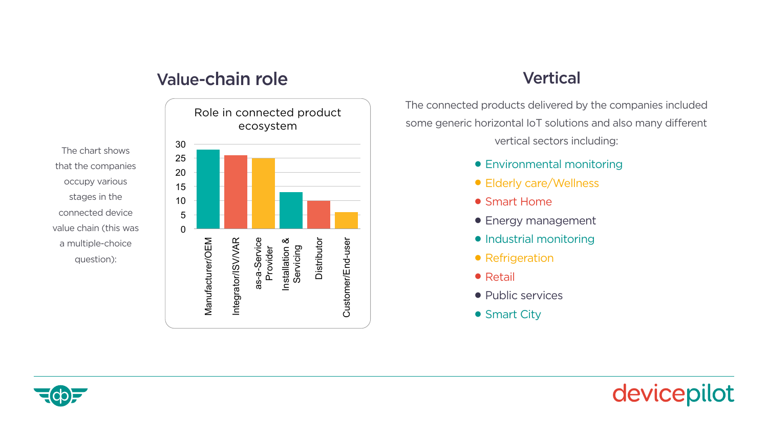## Value-chain role

The chart shows that the companies occupy various stages in the connected device value chain (this was a multiple-choice question):

**Role in connected product ecosystem**

| Role | Count |
|---|---|
| Manufacturer/OEM | 28 |
| Integrator/ISV/VAR | 26 |
| as-a-Service Provider | 25 |
| Installation & Servicing | 13 |
| Distributor | 10 |
| Customer/End-user | 6 |

## Vertical

The connected products delivered by the companies included some generic horizontal IoT solutions and also many different vertical sectors including:

- Environmental monitoring
- Elderly care/Wellness
- Smart Home
- Energy management
- Industrial monitoring
- Refrigeration
- Retail
- Public services
- Smart City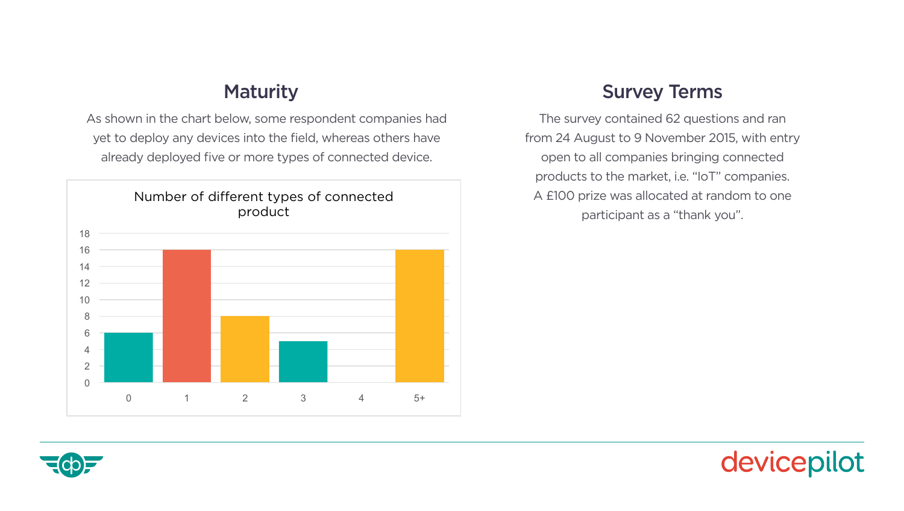## Maturity

As shown in the chart below, some respondent companies had yet to deploy any devices into the field, whereas others have already deployed five or more types of connected device.

**Number of different types of connected product**

| Number of types | Companies |
| --- | --- |
| 0 | 6 |
| 1 | 16 |
| 2 | 8 |
| 3 | 5 |
| 4 | 0 |
| 5+ | 16 |

## Survey Terms

The survey contained 62 questions and ran from 24 August to 9 November 2015, with entry open to all companies bringing connected products to the market, i.e. “IoT” companies. A £100 prize was allocated at random to one participant as a “thank you”.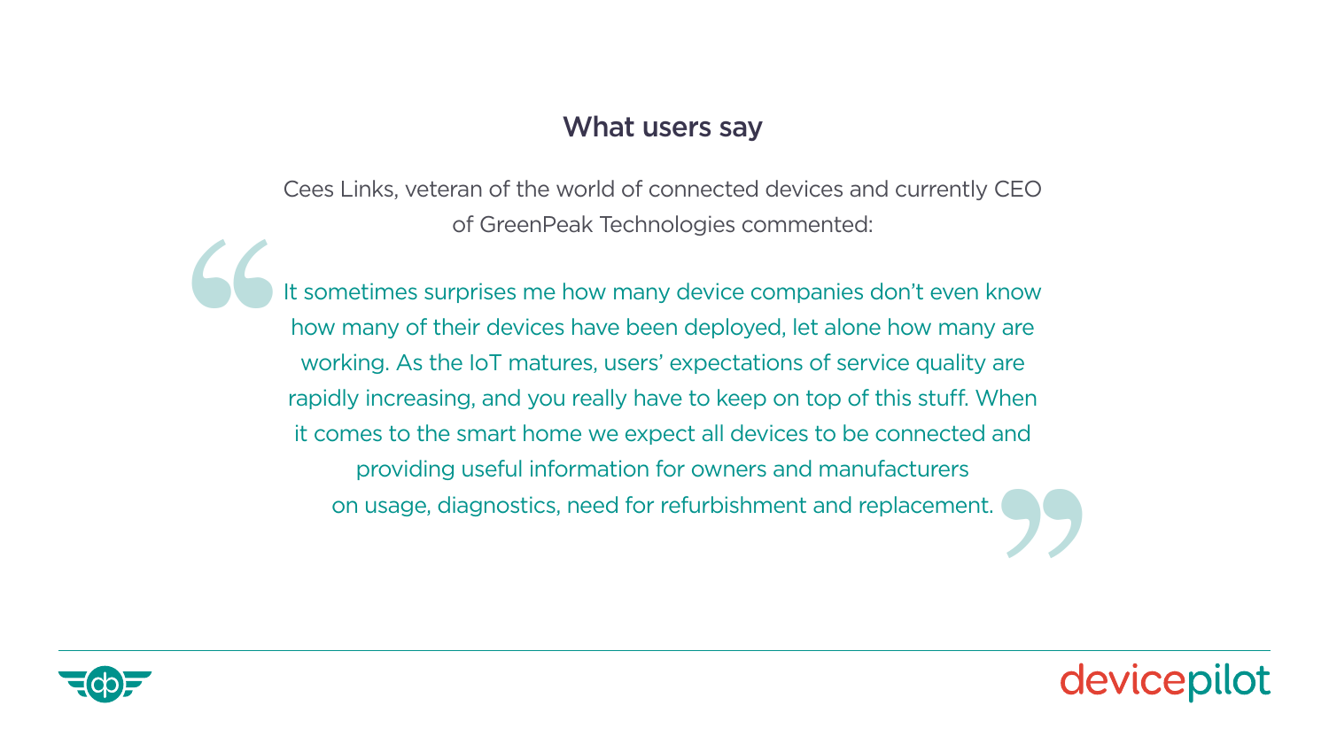## What users say

Cees Links, veteran of the world of connected devices and currently CEO of GreenPeak Technologies commented:

> It sometimes surprises me how many device companies don't even know how many of their devices have been deployed, let alone how many are working. As the IoT matures, users' expectations of service quality are rapidly increasing, and you really have to keep on top of this stuff. When it comes to the smart home we expect all devices to be connected and providing useful information for owners and manufacturers on usage, diagnostics, need for refurbishment and replacement.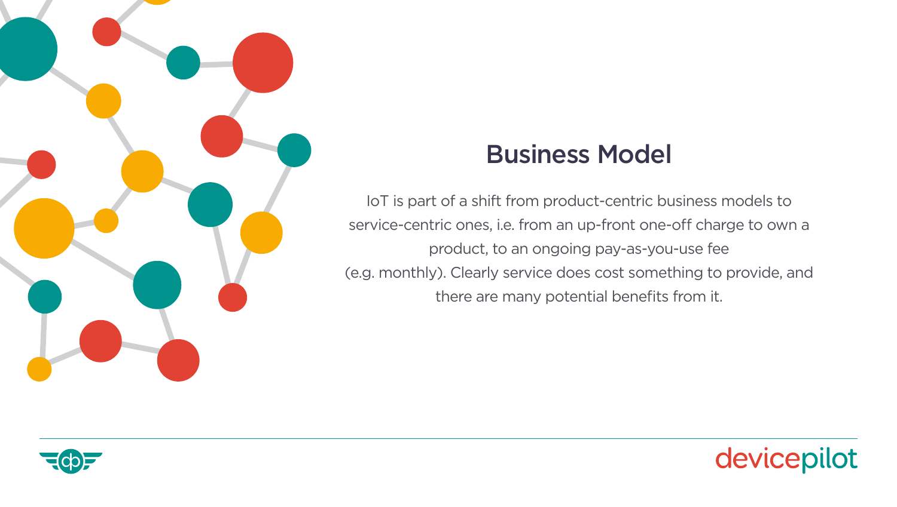## Business Model

IoT is part of a shift from product-centric business models to service-centric ones, i.e. from an up-front one-off charge to own a product, to an ongoing pay-as-you-use fee (e.g. monthly). Clearly service does cost something to provide, and there are many potential benefits from it.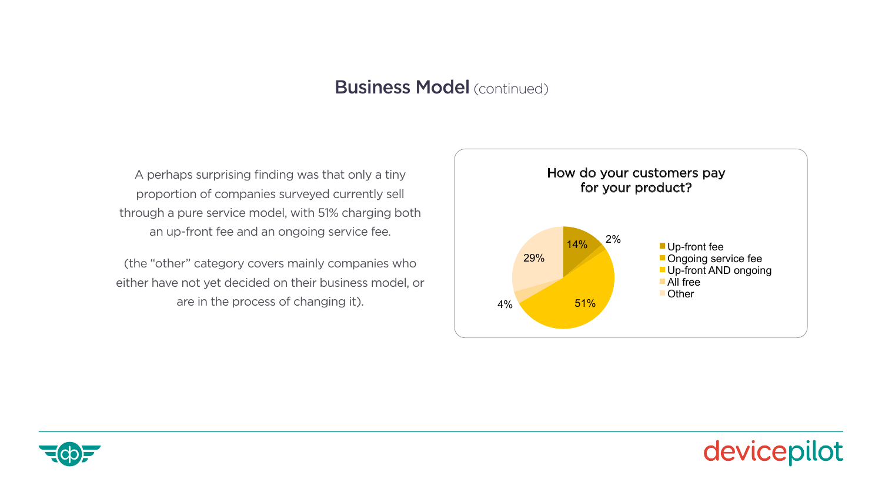## Business Model (continued)

A perhaps surprising finding was that only a tiny proportion of companies surveyed currently sell through a pure service model, with 51% charging both an up-front fee and an ongoing service fee.

(the "other" category covers mainly companies who either have not yet decided on their business model, or are in the process of changing it).

**How do your customers pay for your product?**

| Payment model | Share |
| --- | --- |
| Up-front fee | 14% |
| Ongoing service fee | 2% |
| Up-front AND ongoing | 51% |
| All free | 4% |
| Other | 29% |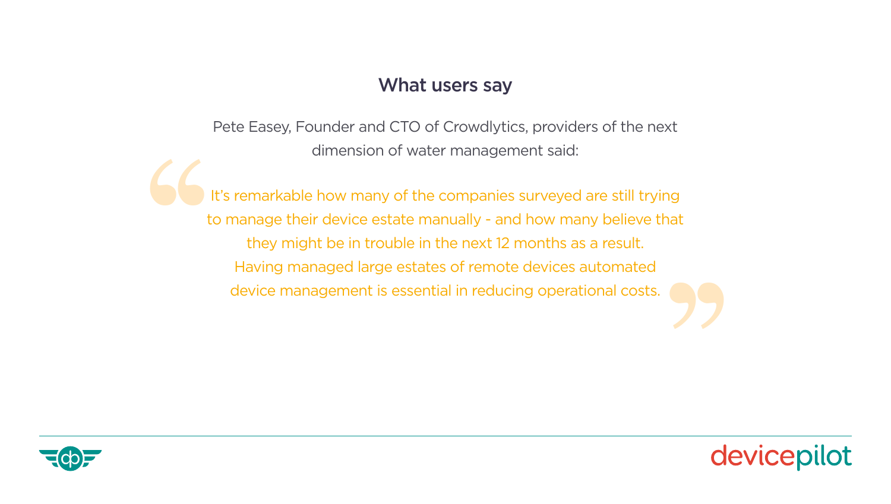## What users say

Pete Easey, Founder and CTO of Crowdlytics, providers of the next dimension of water management said:

> It's remarkable how many of the companies surveyed are still trying to manage their device estate manually - and how many believe that they might be in trouble in the next 12 months as a result. Having managed large estates of remote devices automated device management is essential in reducing operational costs.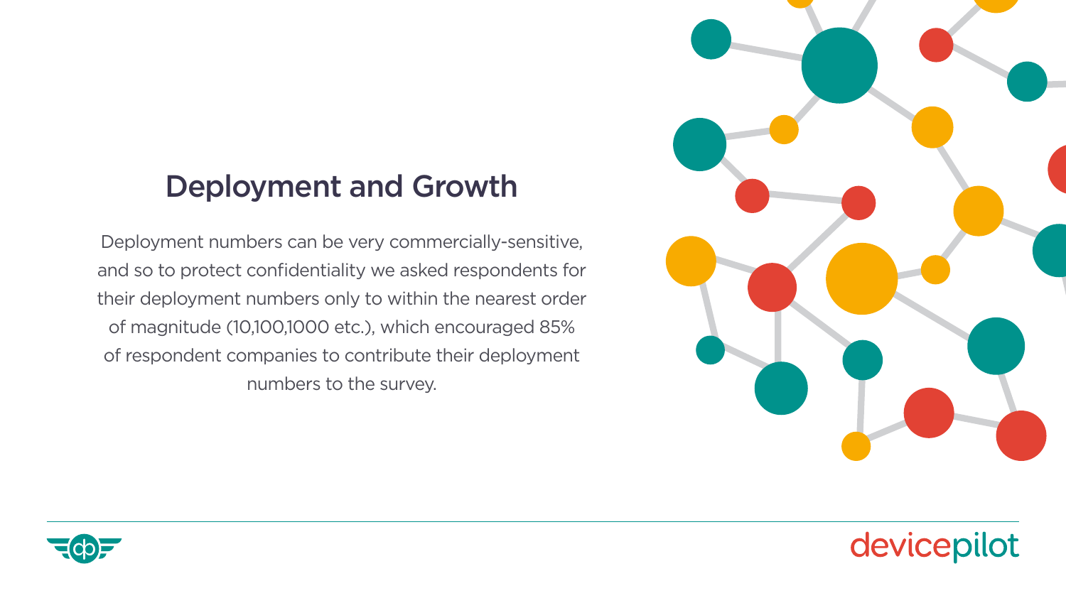## Deployment and Growth

Deployment numbers can be very commercially-sensitive, and so to protect confidentiality we asked respondents for their deployment numbers only to within the nearest order of magnitude (10,100,1000 etc.), which encouraged 85% of respondent companies to contribute their deployment numbers to the survey.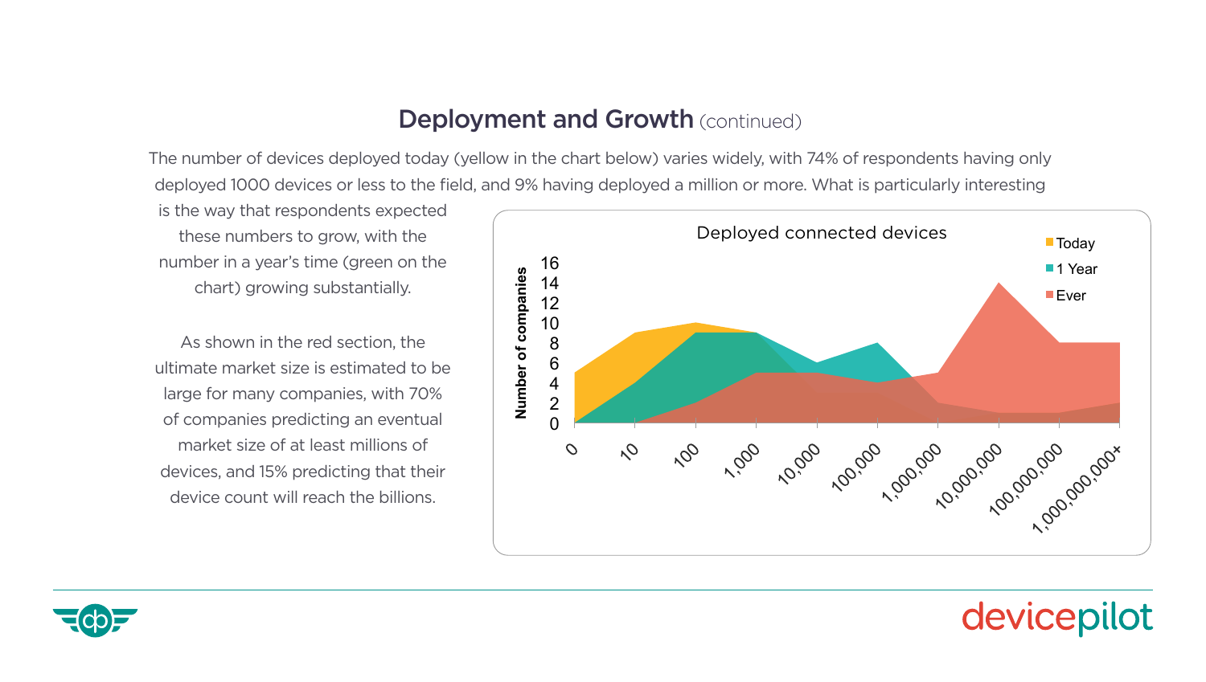## Deployment and Growth (continued)

The number of devices deployed today (yellow in the chart below) varies widely, with 74% of respondents having only deployed 1000 devices or less to the field, and 9% having deployed a million or more. What is particularly interesting is the way that respondents expected these numbers to grow, with the number in a year's time (green on the chart) growing substantially.

As shown in the red section, the ultimate market size is estimated to be large for many companies, with 70% of companies predicting an eventual market size of at least millions of devices, and 15% predicting that their device count will reach the billions.

Deployed connected devices

Legend: Today, 1 Year, Ever

Y-axis: Number of companies (0, 2, 4, 6, 8, 10, 12, 14, 16)

X-axis: 0, 10, 100, 1,000, 10,000, 100,000, 1,000,000, 10,000,000, 100,000,000, 1,000,000,000+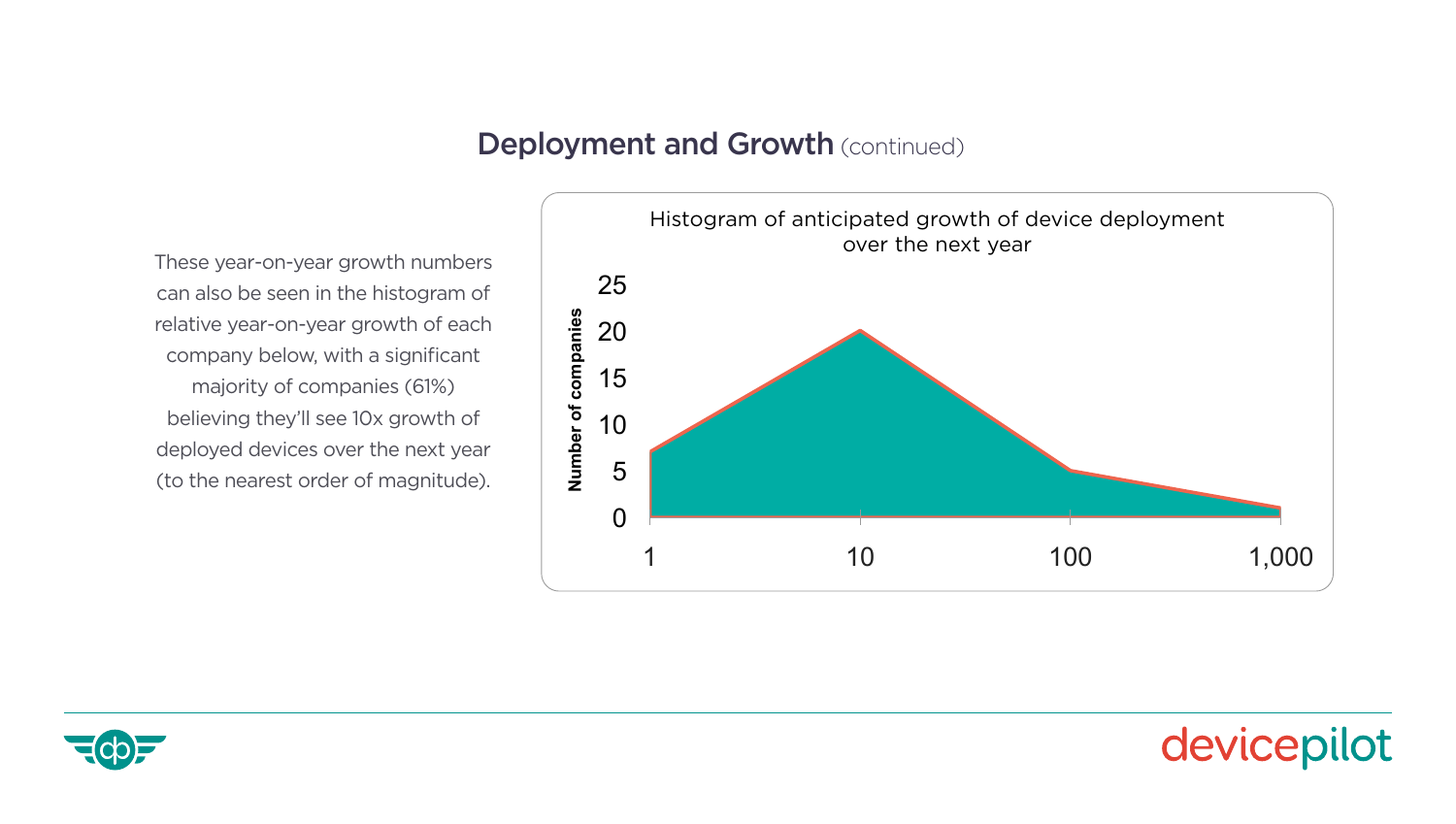## Deployment and Growth (continued)

These year-on-year growth numbers can also be seen in the histogram of relative year-on-year growth of each company below, with a significant majority of companies (61%) believing they'll see 10x growth of deployed devices over the next year (to the nearest order of magnitude).

Histogram of anticipated growth of device deployment over the next year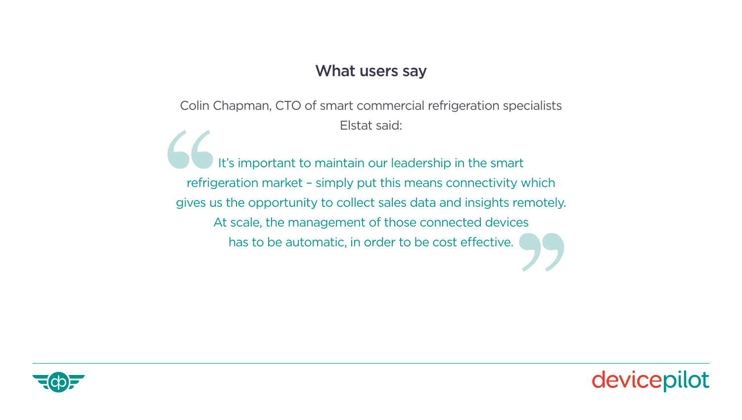## What users say

Colin Chapman, CTO of smart commercial refrigeration specialists Elstat said:

> It's important to maintain our leadership in the smart refrigeration market – simply put this means connectivity which gives us the opportunity to collect sales data and insights remotely. At scale, the management of those connected devices has to be automatic, in order to be cost effective.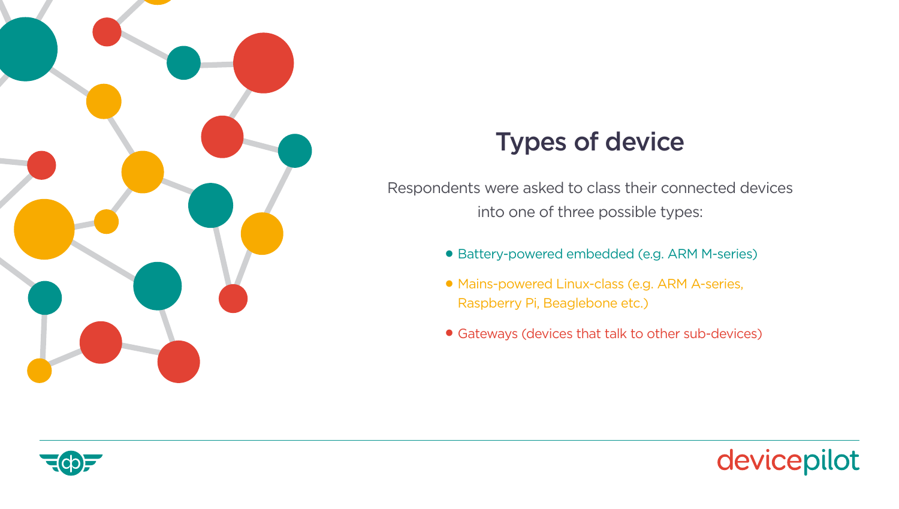## Types of device

Respondents were asked to class their connected devices into one of three possible types:

- Battery-powered embedded (e.g. ARM M-series)
- Mains-powered Linux-class (e.g. ARM A-series, Raspberry Pi, Beaglebone etc.)
- Gateways (devices that talk to other sub-devices)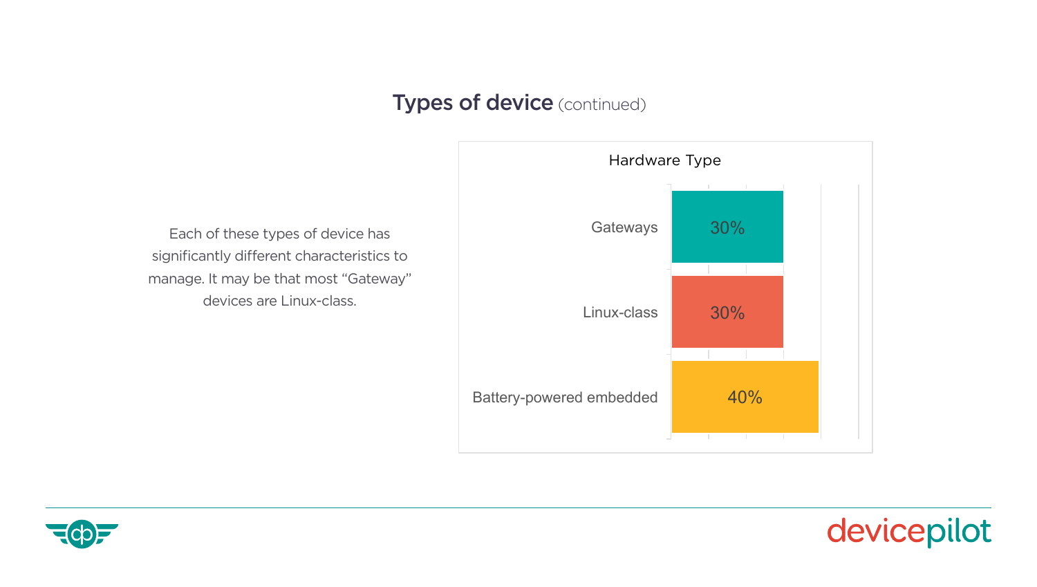## Types of device (continued)

Each of these types of device has significantly different characteristics to manage. It may be that most “Gateway” devices are Linux-class.

**Hardware Type**

| Hardware Type | Percentage |
| --- | --- |
| Gateways | 30% |
| Linux-class | 30% |
| Battery-powered embedded | 40% |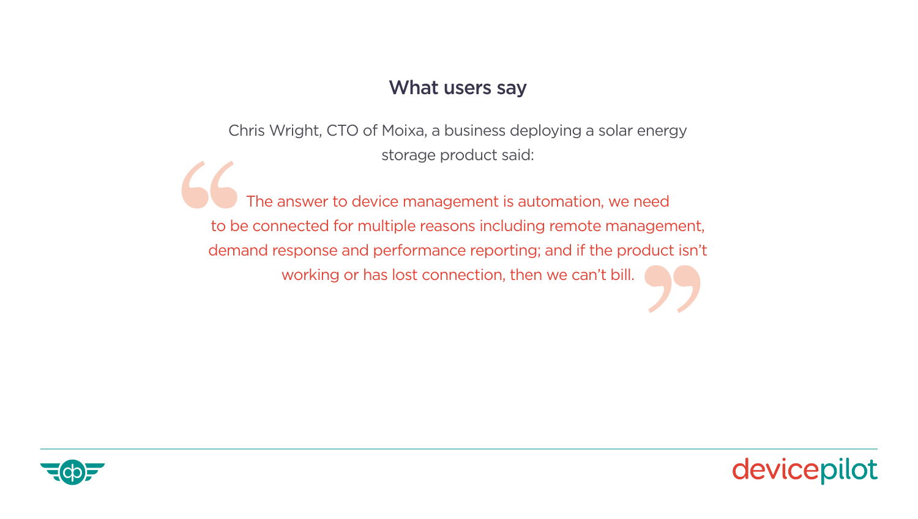## What users say

Chris Wright, CTO of Moixa, a business deploying a solar energy storage product said:

> The answer to device management is automation, we need to be connected for multiple reasons including remote management, demand response and performance reporting; and if the product isn't working or has lost connection, then we can't bill.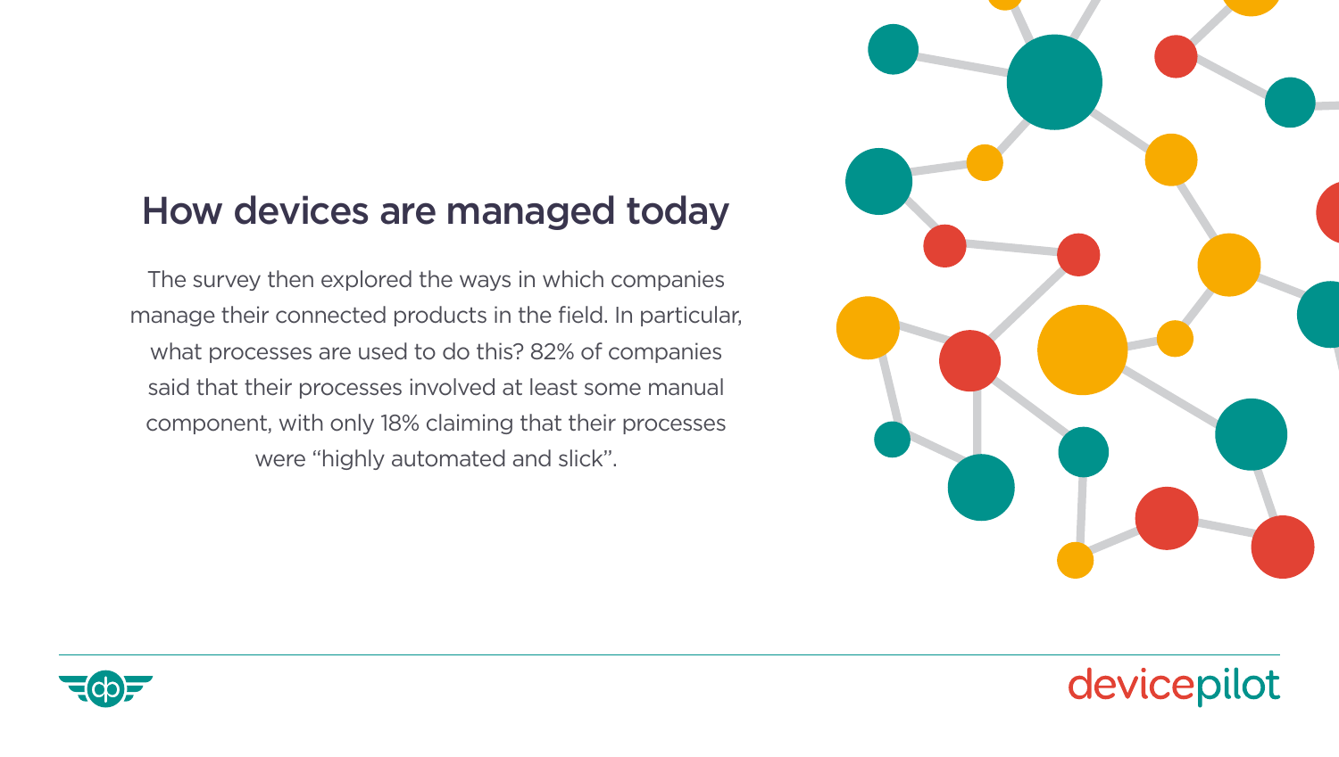## How devices are managed today

The survey then explored the ways in which companies manage their connected products in the field. In particular, what processes are used to do this? 82% of companies said that their processes involved at least some manual component, with only 18% claiming that their processes were "highly automated and slick".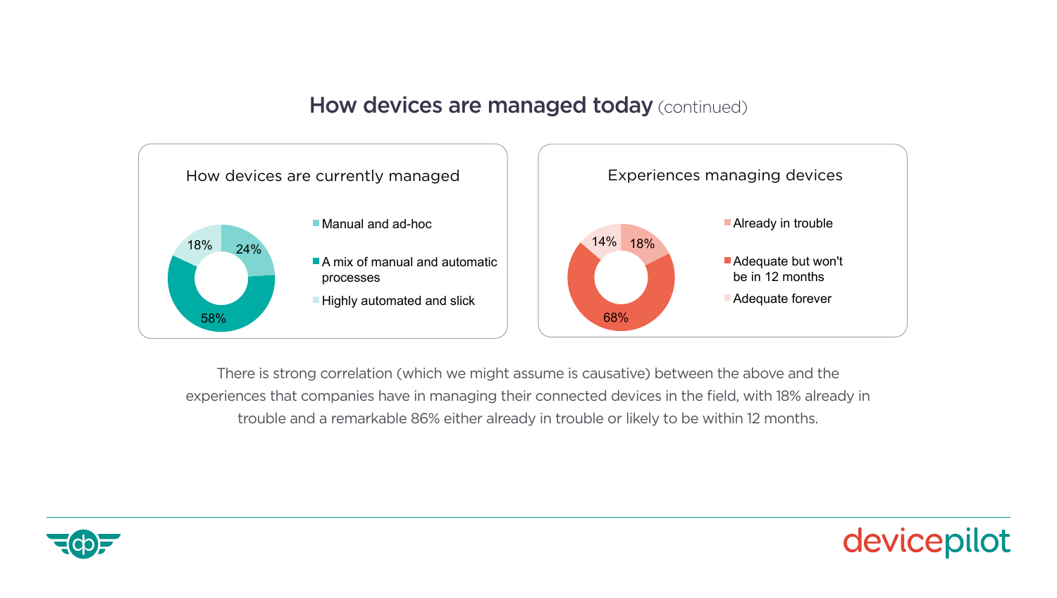## How devices are managed today (continued)

### How devices are currently managed

| Category | Percentage |
| --- | --- |
| Manual and ad-hoc | 24% |
| A mix of manual and automatic processes | 58% |
| Highly automated and slick | 18% |

### Experiences managing devices

| Category | Percentage |
| --- | --- |
| Already in trouble | 18% |
| Adequate but won't be in 12 months | 68% |
| Adequate forever | 14% |

There is strong correlation (which we might assume is causative) between the above and the experiences that companies have in managing their connected devices in the field, with 18% already in trouble and a remarkable 86% either already in trouble or likely to be within 12 months.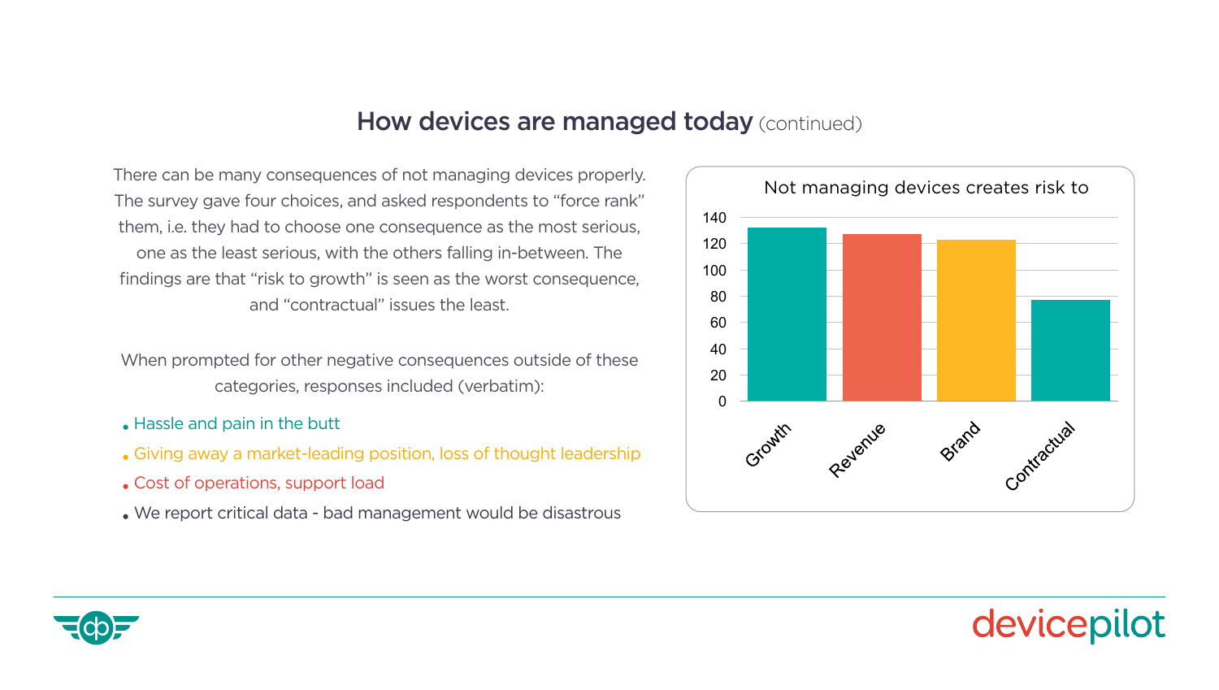## How devices are managed today (continued)

There can be many consequences of not managing devices properly. The survey gave four choices, and asked respondents to "force rank" them, i.e. they had to choose one consequence as the most serious, one as the least serious, with the others falling in-between. The findings are that "risk to growth" is seen as the worst consequence, and "contractual" issues the least.

When prompted for other negative consequences outside of these categories, responses included (verbatim):

- Hassle and pain in the butt
- Giving away a market-leading position, loss of thought leadership
- Cost of operations, support load
- We report critical data - bad management would be disastrous

Not managing devices creates risk to

| Category | Value |
| --- | --- |
| Growth | 132 |
| Revenue | 127 |
| Brand | 123 |
| Contractual | 77 |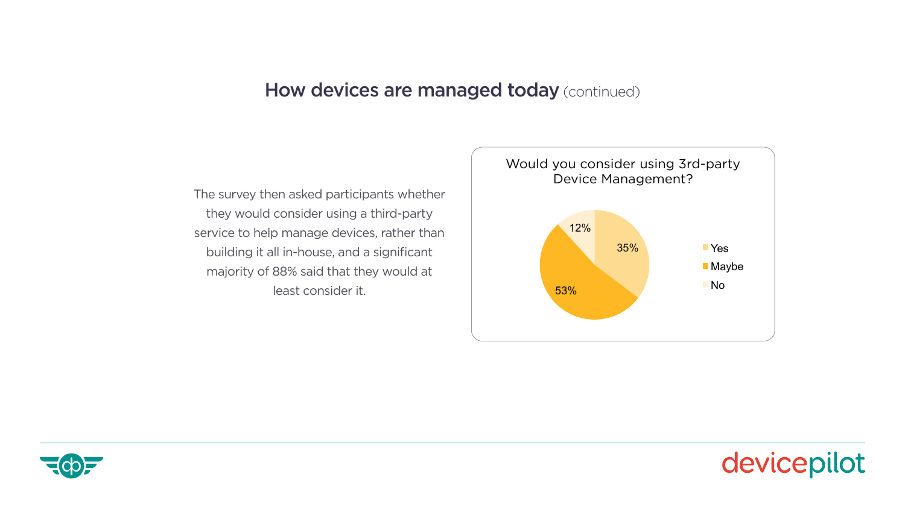## How devices are managed today (continued)

The survey then asked participants whether they would consider using a third-party service to help manage devices, rather than building it all in-house, and a significant majority of 88% said that they would at least consider it.

**Would you consider using 3rd-party Device Management?**

| Response | Percentage |
|---|---|
| Yes | 35% |
| Maybe | 53% |
| No | 12% |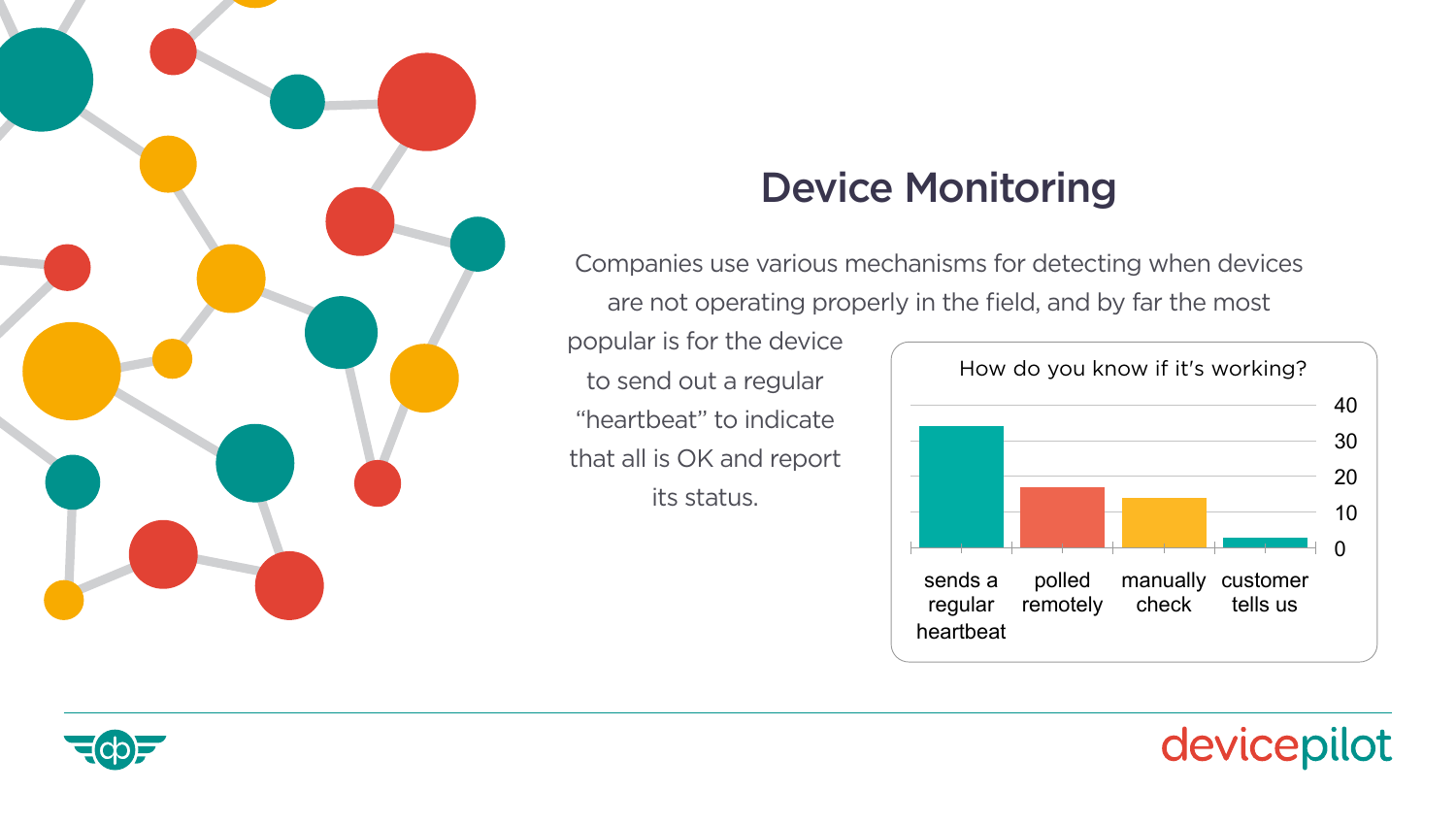# Device Monitoring

Companies use various mechanisms for detecting when devices are not operating properly in the field, and by far the most popular is for the device to send out a regular “heartbeat” to indicate that all is OK and report its status.

How do you know if it's working?

| Mechanism | Approximate value |
| --- | --- |
| sends a regular heartbeat | ~34 |
| polled remotely | ~17 |
| manually check | ~14 |
| customer tells us | ~3 |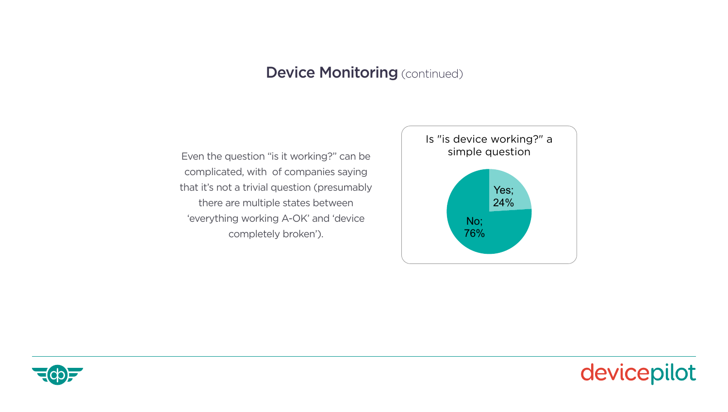## Device Monitoring (continued)

Even the question "is it working?" can be complicated, with  of companies saying that it's not a trivial question (presumably there are multiple states between 'everything working A-OK' and 'device completely broken').

Is "is device working?" a simple question

| Answer | Share |
| --- | --- |
| Yes | 24% |
| No | 76% |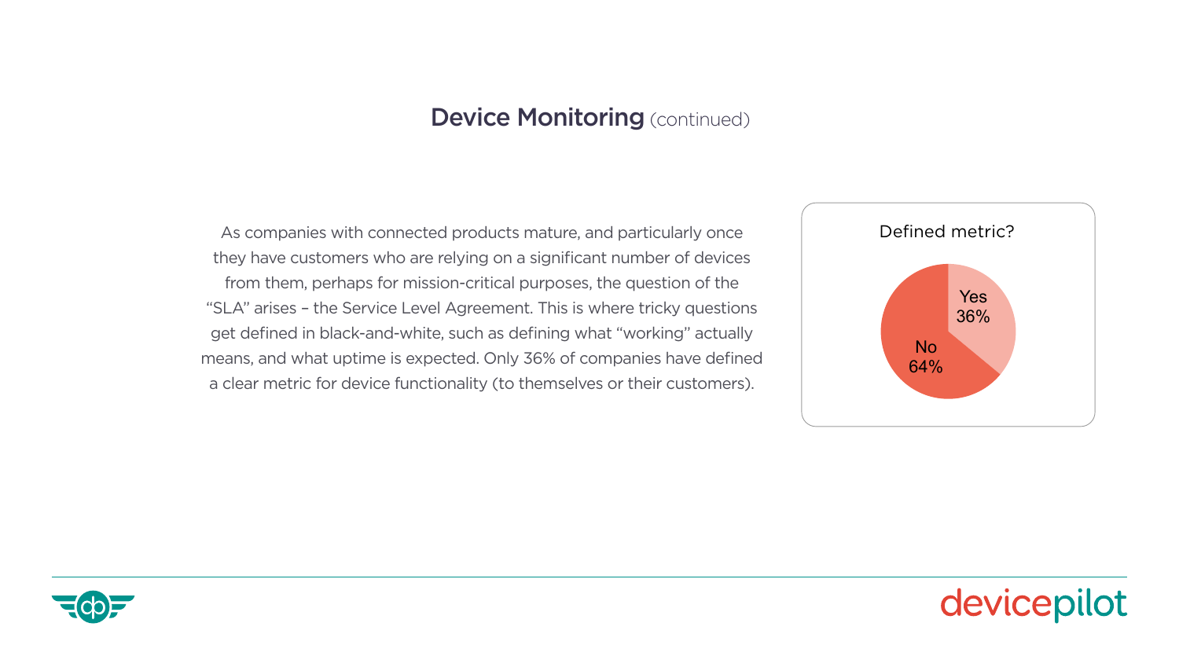## Device Monitoring (continued)

As companies with connected products mature, and particularly once they have customers who are relying on a significant number of devices from them, perhaps for mission-critical purposes, the question of the "SLA" arises – the Service Level Agreement. This is where tricky questions get defined in black-and-white, such as defining what "working" actually means, and what uptime is expected. Only 36% of companies have defined a clear metric for device functionality (to themselves or their customers).

**Defined metric?**

| Response | Percentage |
| --- | --- |
| Yes | 36% |
| No | 64% |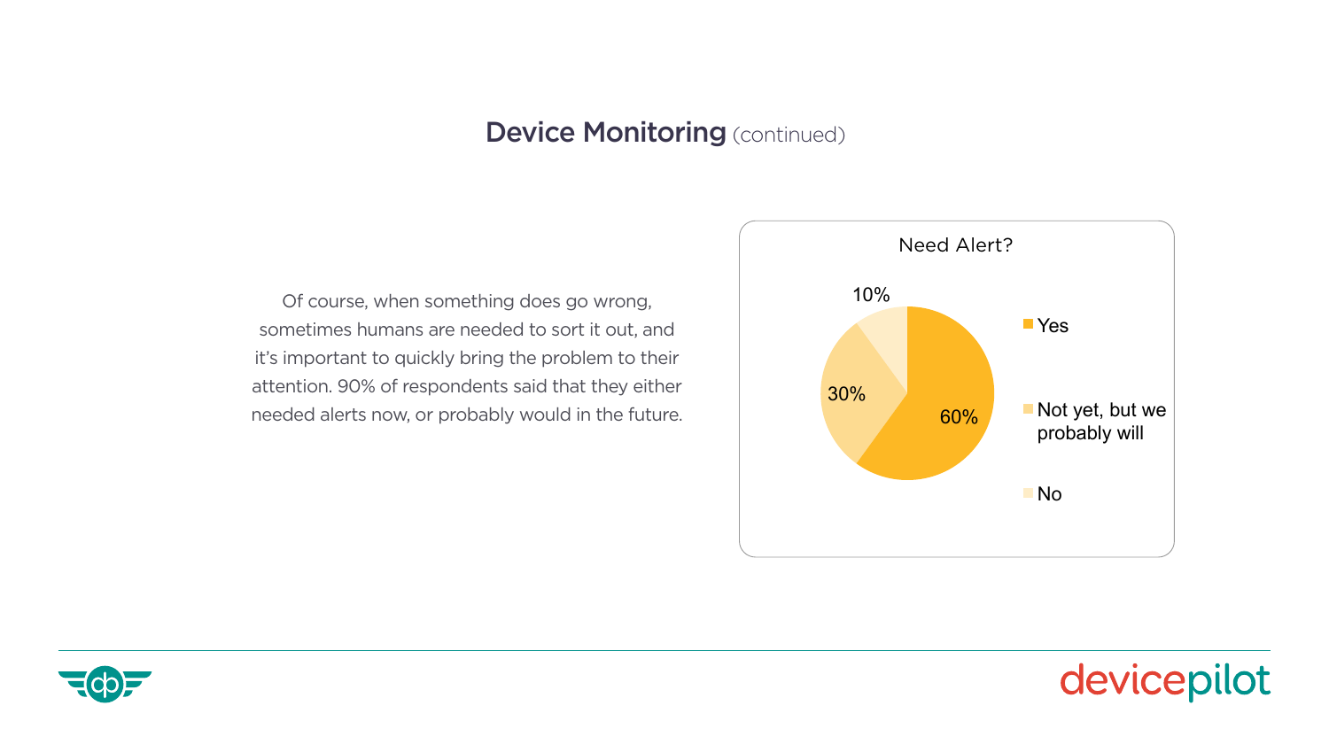## Device Monitoring (continued)

Of course, when something does go wrong, sometimes humans are needed to sort it out, and it's important to quickly bring the problem to their attention. 90% of respondents said that they either needed alerts now, or probably would in the future.

**Need Alert?**

| Response | Percentage |
| --- | --- |
| Yes | 60% |
| Not yet, but we probably will | 30% |
| No | 10% |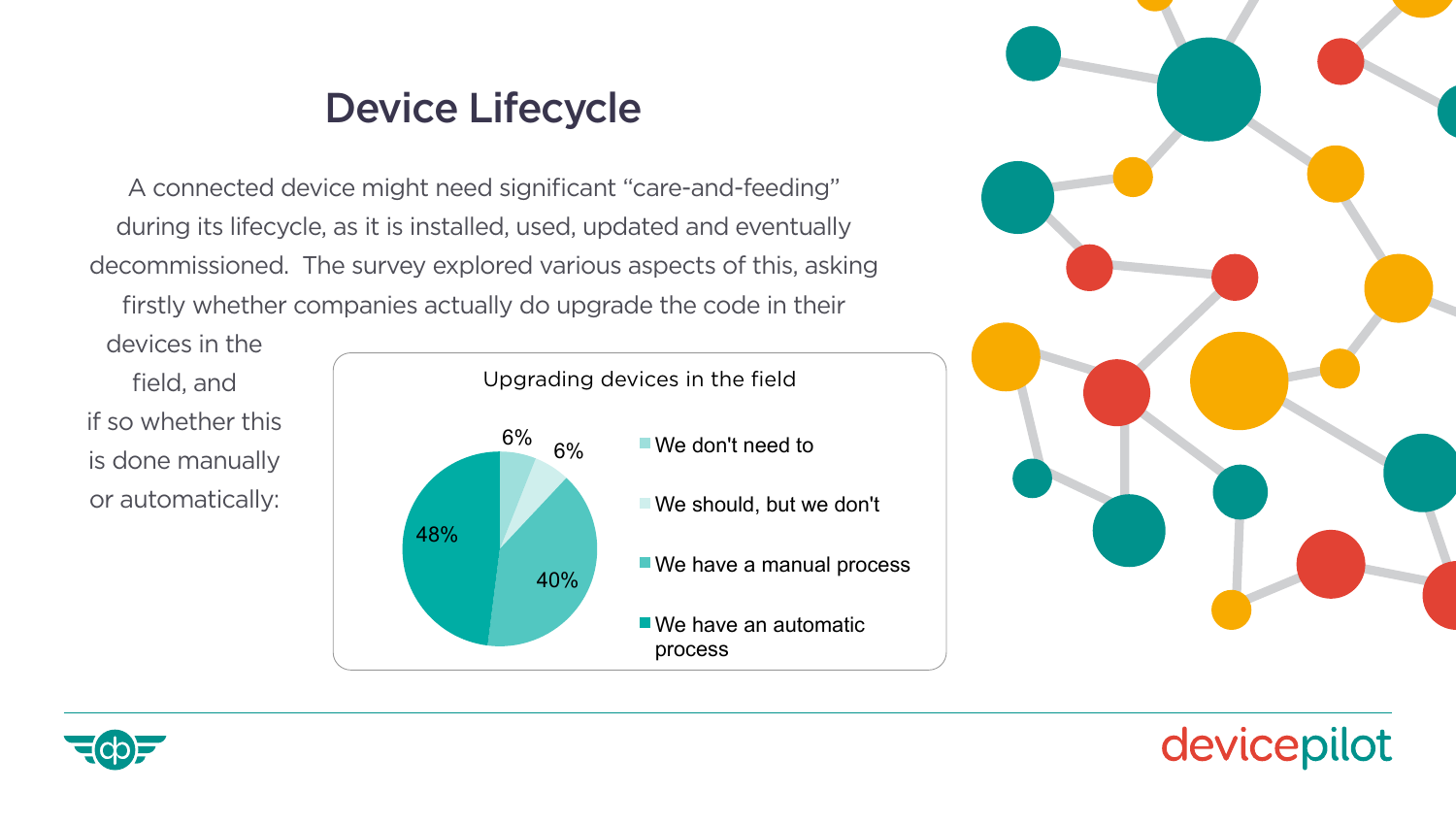# Device Lifecycle

A connected device might need significant "care-and-feeding" during its lifecycle, as it is installed, used, updated and eventually decommissioned. The survey explored various aspects of this, asking firstly whether companies actually do upgrade the code in their devices in the field, and if so whether this is done manually or automatically:

**Upgrading devices in the field**

| Response | Percentage |
|---|---|
| We don't need to | 6% |
| We should, but we don't | 6% |
| We have a manual process | 40% |
| We have an automatic process | 48% |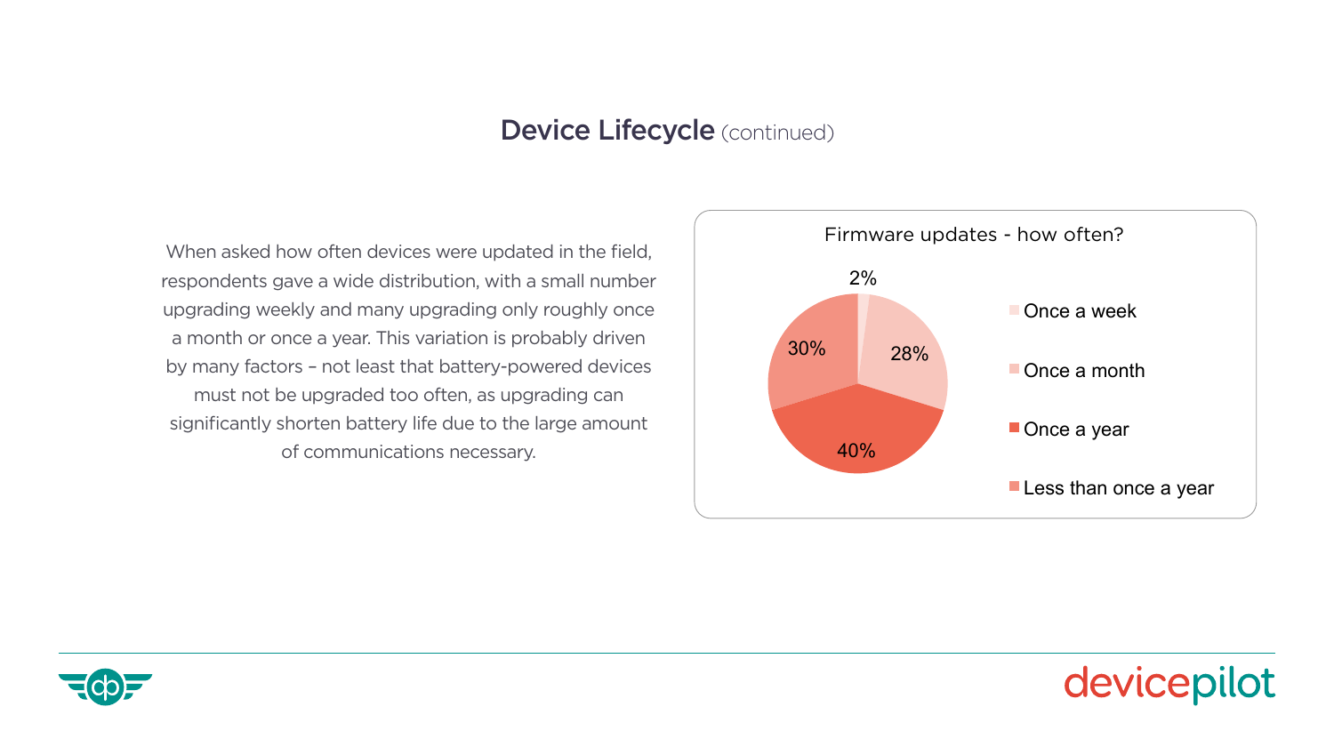## Device Lifecycle (continued)

When asked how often devices were updated in the field, respondents gave a wide distribution, with a small number upgrading weekly and many upgrading only roughly once a month or once a year. This variation is probably driven by many factors – not least that battery-powered devices must not be upgraded too often, as upgrading can significantly shorten battery life due to the large amount of communications necessary.

**Firmware updates - how often?**

| Frequency | Percentage |
|---|---|
| Once a week | 2% |
| Once a month | 28% |
| Once a year | 40% |
| Less than once a year | 30% |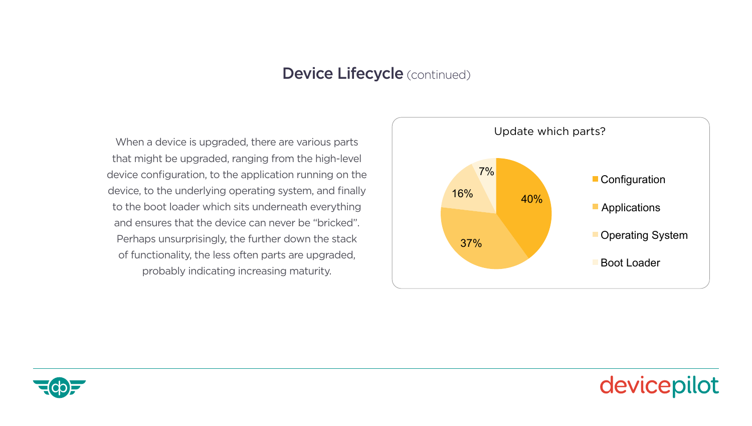## Device Lifecycle (continued)

When a device is upgraded, there are various parts that might be upgraded, ranging from the high-level device configuration, to the application running on the device, to the underlying operating system, and finally to the boot loader which sits underneath everything and ensures that the device can never be "bricked". Perhaps unsurprisingly, the further down the stack of functionality, the less often parts are upgraded, probably indicating increasing maturity.

**Update which parts?**

| Part | Percentage |
| --- | --- |
| Configuration | 40% |
| Applications | 37% |
| Operating System | 16% |
| Boot Loader | 7% |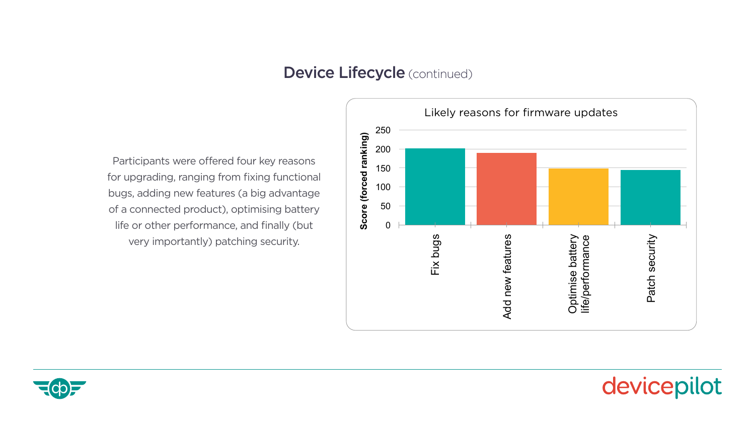## Device Lifecycle (continued)

Participants were offered four key reasons for upgrading, ranging from fixing functional bugs, adding new features (a big advantage of a connected product), optimising battery life or other performance, and finally (but very importantly) patching security.

**Likely reasons for firmware updates**

| Reason | Score (forced ranking) |
|---|---|
| Fix bugs | ~200 |
| Add new features | ~190 |
| Optimise battery life/performance | ~148 |
| Patch security | ~145 |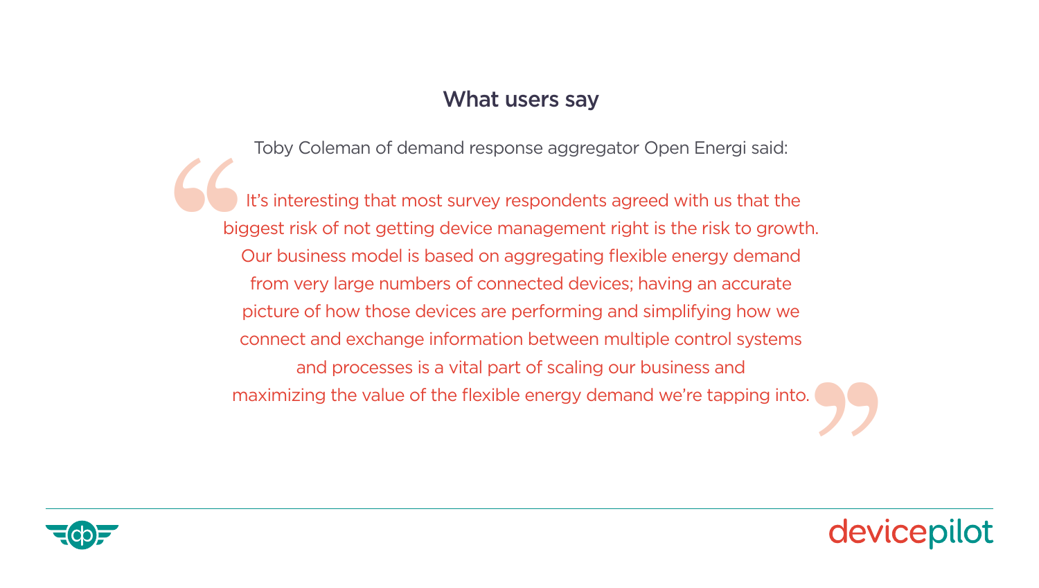## What users say

Toby Coleman of demand response aggregator Open Energi said:

> It's interesting that most survey respondents agreed with us that the biggest risk of not getting device management right is the risk to growth. Our business model is based on aggregating flexible energy demand from very large numbers of connected devices; having an accurate picture of how those devices are performing and simplifying how we connect and exchange information between multiple control systems and processes is a vital part of scaling our business and maximizing the value of the flexible energy demand we're tapping into.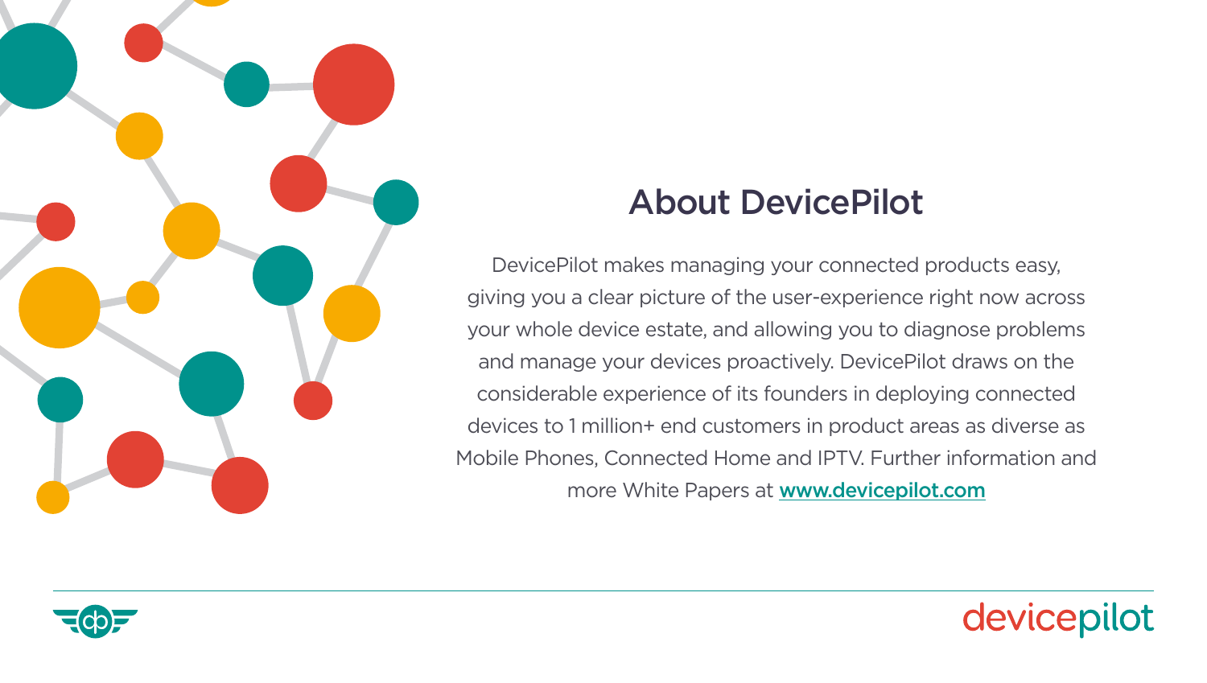## About DevicePilot

DevicePilot makes managing your connected products easy, giving you a clear picture of the user-experience right now across your whole device estate, and allowing you to diagnose problems and manage your devices proactively. DevicePilot draws on the considerable experience of its founders in deploying connected devices to 1 million+ end customers in product areas as diverse as Mobile Phones, Connected Home and IPTV. Further information and more White Papers at **www.devicepilot.com**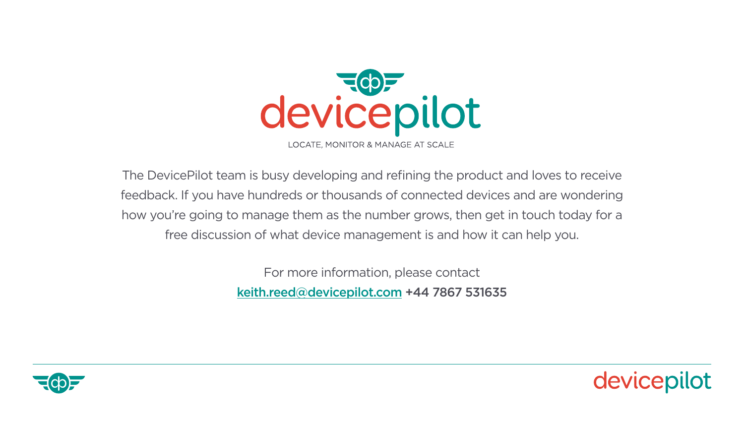devicepilot

LOCATE, MONITOR & MANAGE AT SCALE

The DevicePilot team is busy developing and refining the product and loves to receive feedback. If you have hundreds or thousands of connected devices and are wondering how you're going to manage them as the number grows, then get in touch today for a free discussion of what device management is and how it can help you.

For more information, please contact
keith.reed@devicepilot.com **+44 7867 531635**